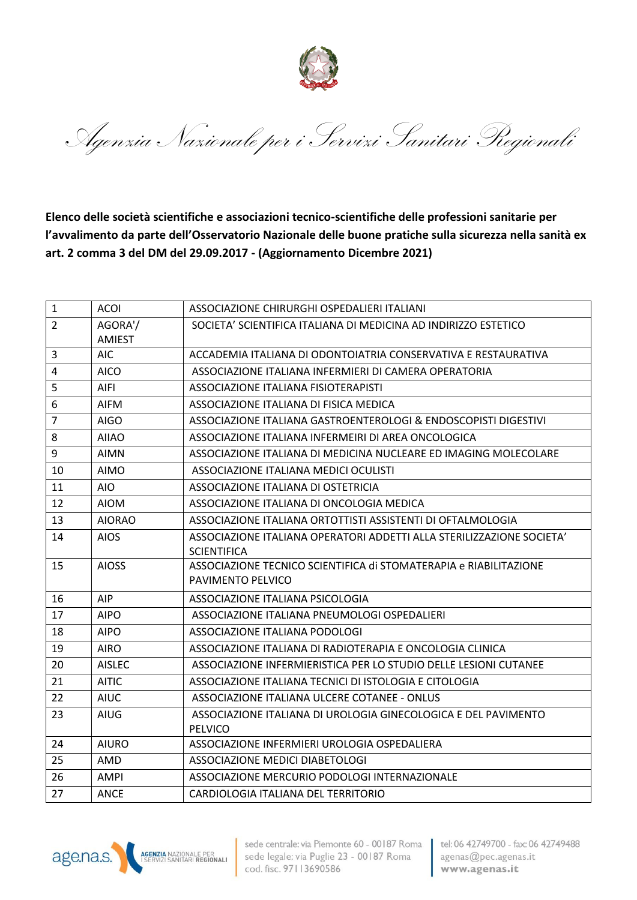*Agenzia Nazionale per i Servizi Sanitari Regionali*

**Elenco delle società scientifiche e associazioni tecnico-scientifiche delle professioni sanitarie per l'avvalimento da parte dell'Osservatorio Nazionale delle buone pratiche sulla sicurezza nella sanità ex art. 2 comma 3 del DM del 29.09.2017 - (Aggiornamento Dicembre 2021)**

| | | |
|---|---|---|
| 1 | ACOI | ASSOCIAZIONE CHIRURGHI OSPEDALIERI ITALIANI |
| 2 | AGORA'/ AMIEST | SOCIETA' SCIENTIFICA ITALIANA DI MEDICINA AD INDIRIZZO ESTETICO |
| 3 | AIC | ACCADEMIA ITALIANA DI ODONTOIATRIA CONSERVATIVA E RESTAURATIVA |
| 4 | AICO | ASSOCIAZIONE ITALIANA INFERMIERI DI CAMERA OPERATORIA |
| 5 | AIFI | ASSOCIAZIONE ITALIANA FISIOTERAPISTI |
| 6 | AIFM | ASSOCIAZIONE ITALIANA DI FISICA MEDICA |
| 7 | AIGO | ASSOCIAZIONE ITALIANA GASTROENTEROLOGI & ENDOSCOPISTI DIGESTIVI |
| 8 | AIIAO | ASSOCIAZIONE ITALIANA INFERMEIRI DI AREA ONCOLOGICA |
| 9 | AIMN | ASSOCIAZIONE ITALIANA DI MEDICINA NUCLEARE ED IMAGING MOLECOLARE |
| 10 | AIMO | ASSOCIAZIONE ITALIANA MEDICI OCULISTI |
| 11 | AIO | ASSOCIAZIONE ITALIANA DI OSTETRICIA |
| 12 | AIOM | ASSOCIAZIONE ITALIANA DI ONCOLOGIA MEDICA |
| 13 | AIORAO | ASSOCIAZIONE ITALIANA ORTOTTISTI ASSISTENTI DI OFTALMOLOGIA |
| 14 | AIOS | ASSOCIAZIONE ITALIANA OPERATORI ADDETTI ALLA STERILIZZAZIONE SOCIETA' SCIENTIFICA |
| 15 | AIOSS | ASSOCIAZIONE TECNICO SCIENTIFICA di STOMATERAPIA e RIABILITAZIONE PAVIMENTO PELVICO |
| 16 | AIP | ASSOCIAZIONE ITALIANA PSICOLOGIA |
| 17 | AIPO | ASSOCIAZIONE ITALIANA PNEUMOLOGI OSPEDALIERI |
| 18 | AIPO | ASSOCIAZIONE ITALIANA PODOLOGI |
| 19 | AIRO | ASSOCIAZIONE ITALIANA DI RADIOTERAPIA E ONCOLOGIA CLINICA |
| 20 | AISLEC | ASSOCIAZIONE INFERMIERISTICA PER LO STUDIO DELLE LESIONI CUTANEE |
| 21 | AITIC | ASSOCIAZIONE ITALIANA TECNICI DI ISTOLOGIA E CITOLOGIA |
| 22 | AIUC | ASSOCIAZIONE ITALIANA ULCERE COTANEE - ONLUS |
| 23 | AIUG | ASSOCIAZIONE ITALIANA DI UROLOGIA GINECOLOGICA E DEL PAVIMENTO PELVICO |
| 24 | AIURO | ASSOCIAZIONE INFERMIERI UROLOGIA OSPEDALIERA |
| 25 | AMD | ASSOCIAZIONE MEDICI DIABETOLOGI |
| 26 | AMPI | ASSOCIAZIONE MERCURIO PODOLOGI INTERNAZIONALE |
| 27 | ANCE | CARDIOLOGIA ITALIANA DEL TERRITORIO |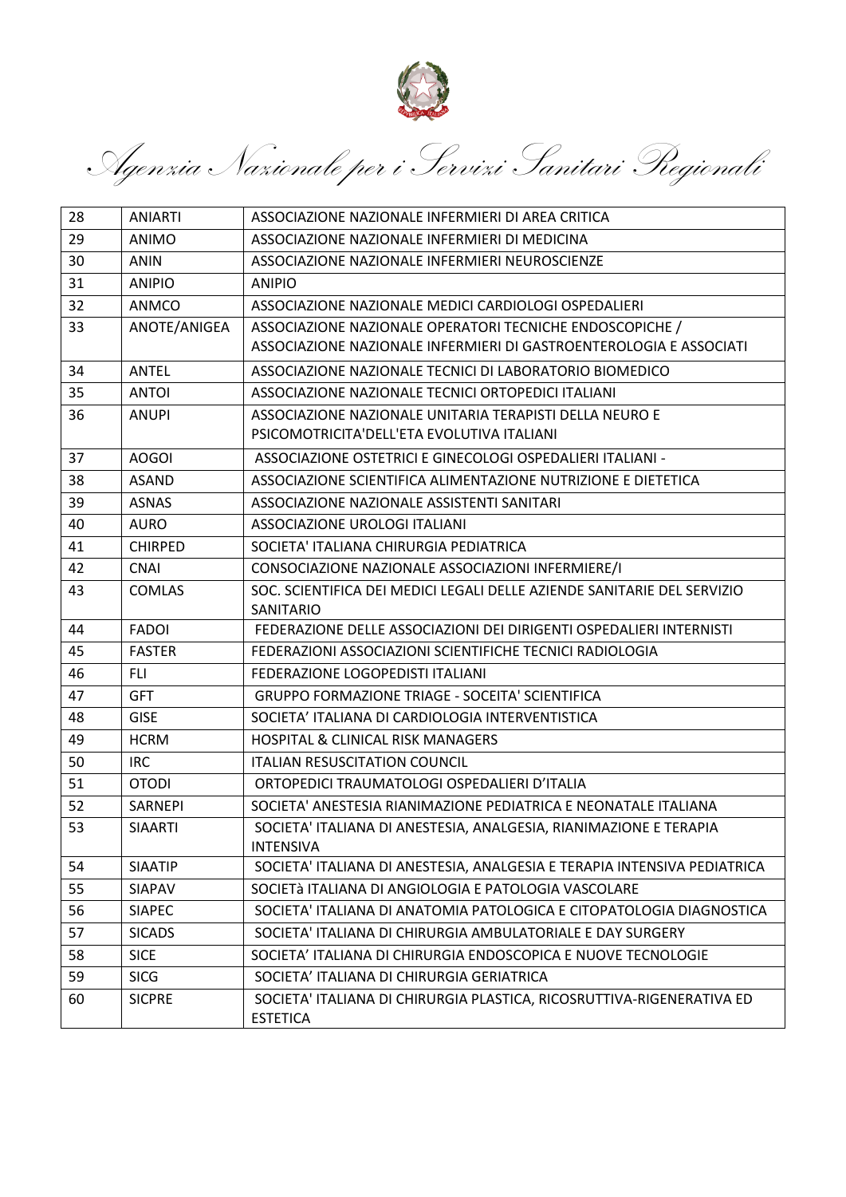| 28 | ANIARTI | ASSOCIAZIONE NAZIONALE INFERMIERI DI AREA CRITICA |
|---|---|---|
| 29 | ANIMO | ASSOCIAZIONE NAZIONALE INFERMIERI DI MEDICINA |
| 30 | ANIN | ASSOCIAZIONE NAZIONALE INFERMIERI NEUROSCIENZE |
| 31 | ANIPIO | ANIPIO |
| 32 | ANMCO | ASSOCIAZIONE NAZIONALE MEDICI CARDIOLOGI OSPEDALIERI |
| 33 | ANOTE/ANIGEA | ASSOCIAZIONE NAZIONALE OPERATORI TECNICHE ENDOSCOPICHE / ASSOCIAZIONE NAZIONALE INFERMIERI DI GASTROENTEROLOGIA E ASSOCIATI |
| 34 | ANTEL | ASSOCIAZIONE NAZIONALE TECNICI DI LABORATORIO BIOMEDICO |
| 35 | ANTOI | ASSOCIAZIONE NAZIONALE TECNICI ORTOPEDICI ITALIANI |
| 36 | ANUPI | ASSOCIAZIONE NAZIONALE UNITARIA TERAPISTI DELLA NEURO E PSICOMOTRICITA'DELL'ETA EVOLUTIVA ITALIANI |
| 37 | AOGOI | ASSOCIAZIONE OSTETRICI E GINECOLOGI OSPEDALIERI ITALIANI - |
| 38 | ASAND | ASSOCIAZIONE SCIENTIFICA ALIMENTAZIONE NUTRIZIONE E DIETETICA |
| 39 | ASNAS | ASSOCIAZIONE NAZIONALE ASSISTENTI SANITARI |
| 40 | AURO | ASSOCIAZIONE UROLOGI ITALIANI |
| 41 | CHIRPED | SOCIETA' ITALIANA CHIRURGIA PEDIATRICA |
| 42 | CNAI | CONSOCIAZIONE NAZIONALE ASSOCIAZIONI INFERMIERE/I |
| 43 | COMLAS | SOC. SCIENTIFICA DEI MEDICI LEGALI DELLE AZIENDE SANITARIE DEL SERVIZIO SANITARIO |
| 44 | FADOI | FEDERAZIONE DELLE ASSOCIAZIONI DEI DIRIGENTI OSPEDALIERI INTERNISTI |
| 45 | FASTER | FEDERAZIONI ASSOCIAZIONI SCIENTIFICHE TECNICI RADIOLOGIA |
| 46 | FLI | FEDERAZIONE LOGOPEDISTI ITALIANI |
| 47 | GFT | GRUPPO FORMAZIONE TRIAGE - SOCEITA' SCIENTIFICA |
| 48 | GISE | SOCIETA’ ITALIANA DI CARDIOLOGIA INTERVENTISTICA |
| 49 | HCRM | HOSPITAL & CLINICAL RISK MANAGERS |
| 50 | IRC | ITALIAN RESUSCITATION COUNCIL |
| 51 | OTODI | ORTOPEDICI TRAUMATOLOGI OSPEDALIERI D’ITALIA |
| 52 | SARNEPI | SOCIETA' ANESTESIA RIANIMAZIONE PEDIATRICA E NEONATALE ITALIANA |
| 53 | SIAARTI | SOCIETA' ITALIANA DI ANESTESIA, ANALGESIA, RIANIMAZIONE E TERAPIA INTENSIVA |
| 54 | SIAATIP | SOCIETA' ITALIANA DI ANESTESIA, ANALGESIA E TERAPIA INTENSIVA PEDIATRICA |
| 55 | SIAPAV | SOCIETà ITALIANA DI ANGIOLOGIA E PATOLOGIA VASCOLARE |
| 56 | SIAPEC | SOCIETA' ITALIANA DI ANATOMIA PATOLOGICA E CITOPATOLOGIA DIAGNOSTICA |
| 57 | SICADS | SOCIETA' ITALIANA DI CHIRURGIA AMBULATORIALE E DAY SURGERY |
| 58 | SICE | SOCIETA’ ITALIANA DI CHIRURGIA ENDOSCOPICA E NUOVE TECNOLOGIE |
| 59 | SICG | SOCIETA’ ITALIANA DI CHIRURGIA GERIATRICA |
| 60 | SICPRE | SOCIETA' ITALIANA DI CHIRURGIA PLASTICA, RICOSRUTTIVA-RIGENERATIVA ED ESTETICA |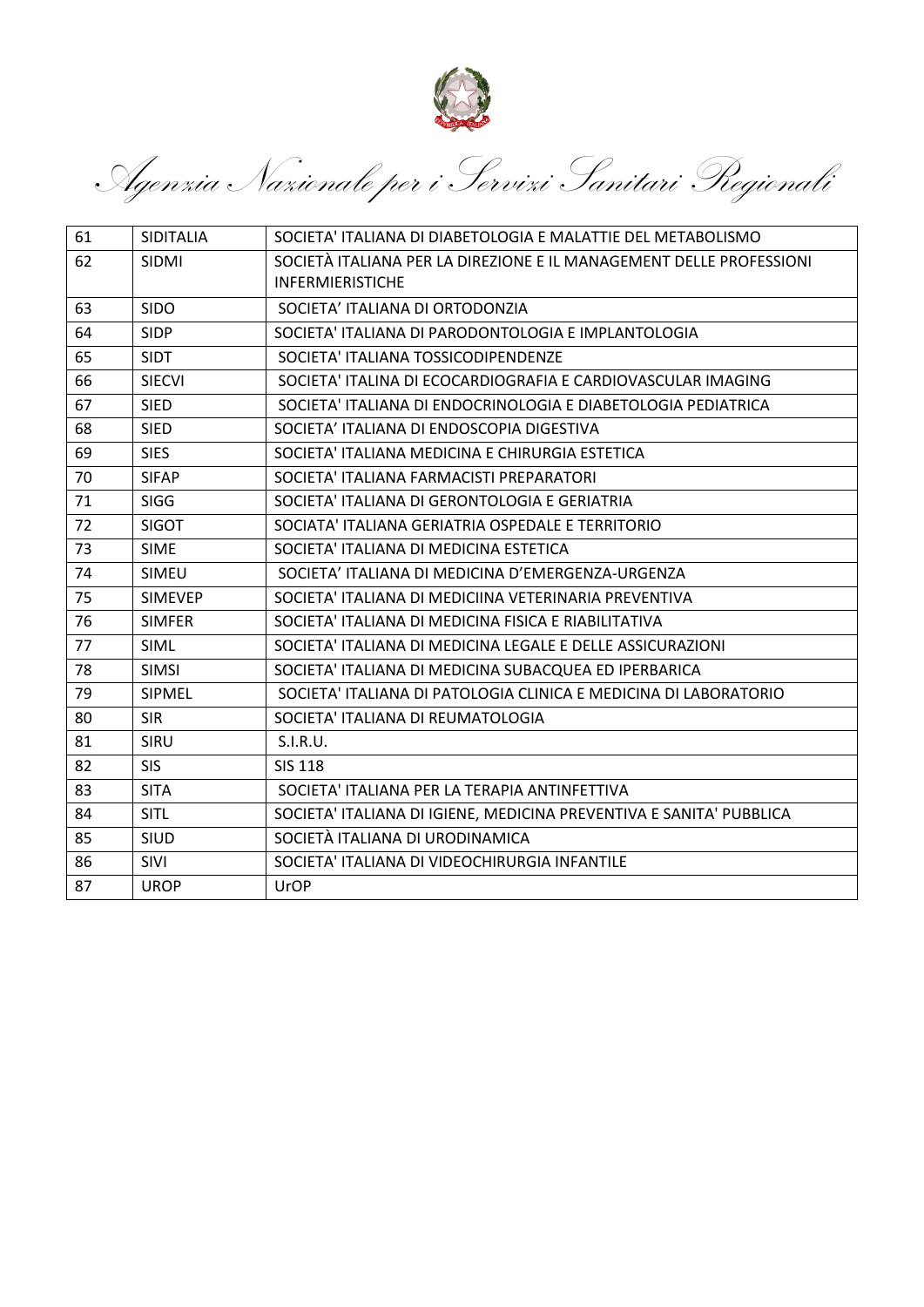| | | |
|---|---|---|
| 61 | SIDITALIA | SOCIETA' ITALIANA DI DIABETOLOGIA E MALATTIE DEL METABOLISMO |
| 62 | SIDMI | SOCIETÀ ITALIANA PER LA DIREZIONE E IL MANAGEMENT DELLE PROFESSIONI INFERMIERISTICHE |
| 63 | SIDO | SOCIETA' ITALIANA DI ORTODONZIA |
| 64 | SIDP | SOCIETA' ITALIANA DI PARODONTOLOGIA E IMPLANTOLOGIA |
| 65 | SIDT | SOCIETA' ITALIANA TOSSICODIPENDENZE |
| 66 | SIECVI | SOCIETA' ITALINA DI ECOCARDIOGRAFIA E CARDIOVASCULAR IMAGING |
| 67 | SIED | SOCIETA' ITALIANA DI ENDOCRINOLOGIA E DIABETOLOGIA PEDIATRICA |
| 68 | SIED | SOCIETA' ITALIANA DI ENDOSCOPIA DIGESTIVA |
| 69 | SIES | SOCIETA' ITALIANA MEDICINA E CHIRURGIA ESTETICA |
| 70 | SIFAP | SOCIETA' ITALIANA FARMACISTI PREPARATORI |
| 71 | SIGG | SOCIETA' ITALIANA DI GERONTOLOGIA E GERIATRIA |
| 72 | SIGOT | SOCIATA' ITALIANA GERIATRIA OSPEDALE E TERRITORIO |
| 73 | SIME | SOCIETA' ITALIANA DI MEDICINA ESTETICA |
| 74 | SIMEU | SOCIETA' ITALIANA DI MEDICINA D'EMERGENZA-URGENZA |
| 75 | SIMEVEP | SOCIETA' ITALIANA DI MEDICIINA VETERINARIA PREVENTIVA |
| 76 | SIMFER | SOCIETA' ITALIANA DI MEDICINA FISICA E RIABILITATIVA |
| 77 | SIML | SOCIETA' ITALIANA DI MEDICINA LEGALE E DELLE ASSICURAZIONI |
| 78 | SIMSI | SOCIETA' ITALIANA DI MEDICINA SUBACQUEA ED IPERBARICA |
| 79 | SIPMEL | SOCIETA' ITALIANA DI PATOLOGIA CLINICA E MEDICINA DI LABORATORIO |
| 80 | SIR | SOCIETA' ITALIANA DI REUMATOLOGIA |
| 81 | SIRU | S.I.R.U. |
| 82 | SIS | SIS 118 |
| 83 | SITA | SOCIETA' ITALIANA PER LA TERAPIA ANTINFETTIVA |
| 84 | SITL | SOCIETA' ITALIANA DI IGIENE, MEDICINA PREVENTIVA E SANITA' PUBBLICA |
| 85 | SIUD | SOCIETÀ ITALIANA DI URODINAMICA |
| 86 | SIVI | SOCIETA' ITALIANA DI VIDEOCHIRURGIA INFANTILE |
| 87 | UROP | UrOP |